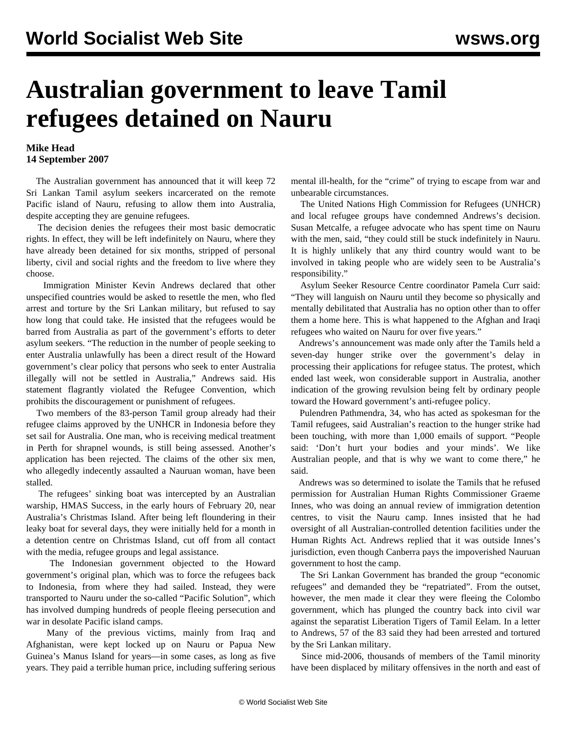# Australian government to leave Tamil refugees detained on Nauru

**Mike Head**
**14 September 2007**

The Australian government has announced that it will keep 72 Sri Lankan Tamil asylum seekers incarcerated on the remote Pacific island of Nauru, refusing to allow them into Australia, despite accepting they are genuine refugees.

The decision denies the refugees their most basic democratic rights. In effect, they will be left indefinitely on Nauru, where they have already been detained for six months, stripped of personal liberty, civil and social rights and the freedom to live where they choose.

Immigration Minister Kevin Andrews declared that other unspecified countries would be asked to resettle the men, who fled arrest and torture by the Sri Lankan military, but refused to say how long that could take. He insisted that the refugees would be barred from Australia as part of the government's efforts to deter asylum seekers. "The reduction in the number of people seeking to enter Australia unlawfully has been a direct result of the Howard government's clear policy that persons who seek to enter Australia illegally will not be settled in Australia," Andrews said. His statement flagrantly violated the Refugee Convention, which prohibits the discouragement or punishment of refugees.

Two members of the 83-person Tamil group already had their refugee claims approved by the UNHCR in Indonesia before they set sail for Australia. One man, who is receiving medical treatment in Perth for shrapnel wounds, is still being assessed. Another's application has been rejected. The claims of the other six men, who allegedly indecently assaulted a Nauruan woman, have been stalled.

The refugees' sinking boat was intercepted by an Australian warship, HMAS Success, in the early hours of February 20, near Australia's Christmas Island. After being left floundering in their leaky boat for several days, they were initially held for a month in a detention centre on Christmas Island, cut off from all contact with the media, refugee groups and legal assistance.

The Indonesian government objected to the Howard government's original plan, which was to force the refugees back to Indonesia, from where they had sailed. Instead, they were transported to Nauru under the so-called "Pacific Solution", which has involved dumping hundreds of people fleeing persecution and war in desolate Pacific island camps.

Many of the previous victims, mainly from Iraq and Afghanistan, were kept locked up on Nauru or Papua New Guinea's Manus Island for years—in some cases, as long as five years. They paid a terrible human price, including suffering serious mental ill-health, for the "crime" of trying to escape from war and unbearable circumstances.

The United Nations High Commission for Refugees (UNHCR) and local refugee groups have condemned Andrews's decision. Susan Metcalfe, a refugee advocate who has spent time on Nauru with the men, said, "they could still be stuck indefinitely in Nauru. It is highly unlikely that any third country would want to be involved in taking people who are widely seen to be Australia's responsibility."

Asylum Seeker Resource Centre coordinator Pamela Curr said: "They will languish on Nauru until they become so physically and mentally debilitated that Australia has no option other than to offer them a home here. This is what happened to the Afghan and Iraqi refugees who waited on Nauru for over five years."

Andrews's announcement was made only after the Tamils held a seven-day hunger strike over the government's delay in processing their applications for refugee status. The protest, which ended last week, won considerable support in Australia, another indication of the growing revulsion being felt by ordinary people toward the Howard government's anti-refugee policy.

Pulendren Pathmendra, 34, who has acted as spokesman for the Tamil refugees, said Australian's reaction to the hunger strike had been touching, with more than 1,000 emails of support. "People said: 'Don't hurt your bodies and your minds'. We like Australian people, and that is why we want to come there," he said.

Andrews was so determined to isolate the Tamils that he refused permission for Australian Human Rights Commissioner Graeme Innes, who was doing an annual review of immigration detention centres, to visit the Nauru camp. Innes insisted that he had oversight of all Australian-controlled detention facilities under the Human Rights Act. Andrews replied that it was outside Innes's jurisdiction, even though Canberra pays the impoverished Nauruan government to host the camp.

The Sri Lankan Government has branded the group "economic refugees" and demanded they be "repatriated". From the outset, however, the men made it clear they were fleeing the Colombo government, which has plunged the country back into civil war against the separatist Liberation Tigers of Tamil Eelam. In a letter to Andrews, 57 of the 83 said they had been arrested and tortured by the Sri Lankan military.

Since mid-2006, thousands of members of the Tamil minority have been displaced by military offensives in the north and east of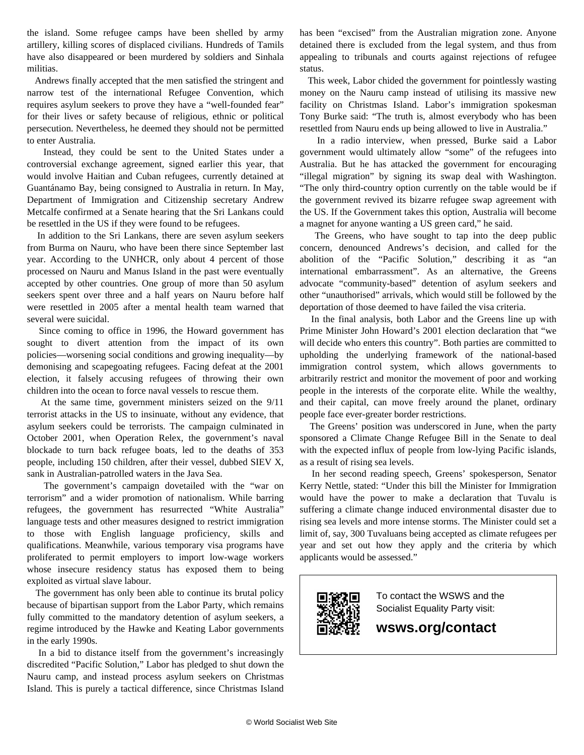the island. Some refugee camps have been shelled by army artillery, killing scores of displaced civilians. Hundreds of Tamils have also disappeared or been murdered by soldiers and Sinhala militias.

Andrews finally accepted that the men satisfied the stringent and narrow test of the international Refugee Convention, which requires asylum seekers to prove they have a "well-founded fear" for their lives or safety because of religious, ethnic or political persecution. Nevertheless, he deemed they should not be permitted to enter Australia.

Instead, they could be sent to the United States under a controversial exchange agreement, signed earlier this year, that would involve Haitian and Cuban refugees, currently detained at Guantánamo Bay, being consigned to Australia in return. In May, Department of Immigration and Citizenship secretary Andrew Metcalfe confirmed at a Senate hearing that the Sri Lankans could be resettled in the US if they were found to be refugees.

In addition to the Sri Lankans, there are seven asylum seekers from Burma on Nauru, who have been there since September last year. According to the UNHCR, only about 4 percent of those processed on Nauru and Manus Island in the past were eventually accepted by other countries. One group of more than 50 asylum seekers spent over three and a half years on Nauru before half were resettled in 2005 after a mental health team warned that several were suicidal.

Since coming to office in 1996, the Howard government has sought to divert attention from the impact of its own policies—worsening social conditions and growing inequality—by demonising and scapegoating refugees. Facing defeat at the 2001 election, it falsely accusing refugees of throwing their own children into the ocean to force naval vessels to rescue them.

At the same time, government ministers seized on the 9/11 terrorist attacks in the US to insinuate, without any evidence, that asylum seekers could be terrorists. The campaign culminated in October 2001, when Operation Relex, the government's naval blockade to turn back refugee boats, led to the deaths of 353 people, including 150 children, after their vessel, dubbed SIEV X, sank in Australian-patrolled waters in the Java Sea.

The government's campaign dovetailed with the "war on terrorism" and a wider promotion of nationalism. While barring refugees, the government has resurrected "White Australia" language tests and other measures designed to restrict immigration to those with English language proficiency, skills and qualifications. Meanwhile, various temporary visa programs have proliferated to permit employers to import low-wage workers whose insecure residency status has exposed them to being exploited as virtual slave labour.

The government has only been able to continue its brutal policy because of bipartisan support from the Labor Party, which remains fully committed to the mandatory detention of asylum seekers, a regime introduced by the Hawke and Keating Labor governments in the early 1990s.

In a bid to distance itself from the government's increasingly discredited "Pacific Solution," Labor has pledged to shut down the Nauru camp, and instead process asylum seekers on Christmas Island. This is purely a tactical difference, since Christmas Island has been "excised" from the Australian migration zone. Anyone detained there is excluded from the legal system, and thus from appealing to tribunals and courts against rejections of refugee status.

This week, Labor chided the government for pointlessly wasting money on the Nauru camp instead of utilising its massive new facility on Christmas Island. Labor's immigration spokesman Tony Burke said: "The truth is, almost everybody who has been resettled from Nauru ends up being allowed to live in Australia."

In a radio interview, when pressed, Burke said a Labor government would ultimately allow "some" of the refugees into Australia. But he has attacked the government for encouraging "illegal migration" by signing its swap deal with Washington. "The only third-country option currently on the table would be if the government revived its bizarre refugee swap agreement with the US. If the Government takes this option, Australia will become a magnet for anyone wanting a US green card," he said.

The Greens, who have sought to tap into the deep public concern, denounced Andrews's decision, and called for the abolition of the "Pacific Solution," describing it as "an international embarrassment". As an alternative, the Greens advocate "community-based" detention of asylum seekers and other "unauthorised" arrivals, which would still be followed by the deportation of those deemed to have failed the visa criteria.

In the final analysis, both Labor and the Greens line up with Prime Minister John Howard's 2001 election declaration that "we will decide who enters this country". Both parties are committed to upholding the underlying framework of the national-based immigration control system, which allows governments to arbitrarily restrict and monitor the movement of poor and working people in the interests of the corporate elite. While the wealthy, and their capital, can move freely around the planet, ordinary people face ever-greater border restrictions.

The Greens' position was underscored in June, when the party sponsored a Climate Change Refugee Bill in the Senate to deal with the expected influx of people from low-lying Pacific islands, as a result of rising sea levels.

In her second reading speech, Greens' spokesperson, Senator Kerry Nettle, stated: "Under this bill the Minister for Immigration would have the power to make a declaration that Tuvalu is suffering a climate change induced environmental disaster due to rising sea levels and more intense storms. The Minister could set a limit of, say, 300 Tuvaluans being accepted as climate refugees per year and set out how they apply and the criteria by which applicants would be assessed."

To contact the WSWS and the Socialist Equality Party visit:

**wsws.org/contact**